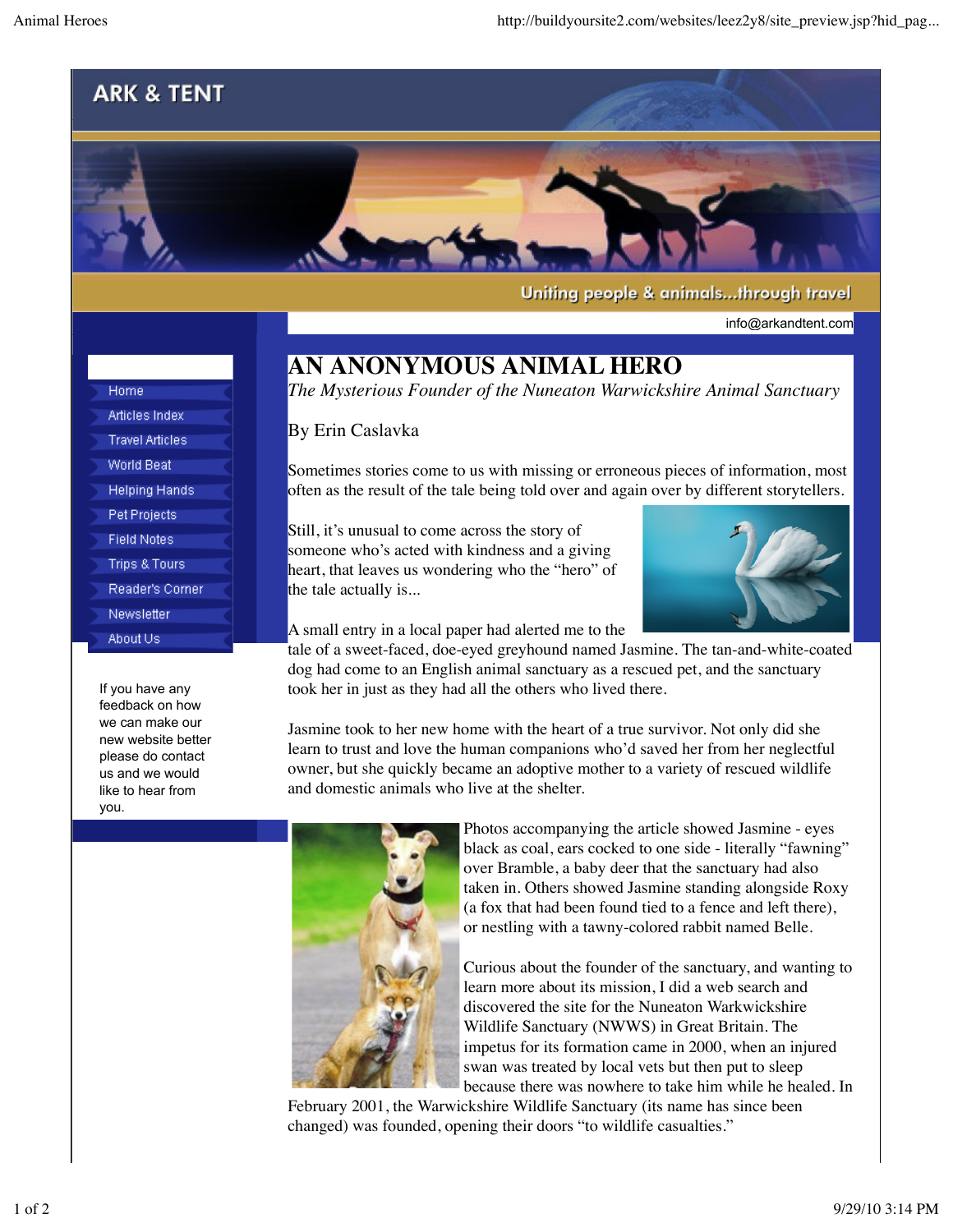ARK & TENT

Uniting people & animals...through travel

info@arkandtent.com

- Home
- Articles Index
- Travel Articles
- World Beat
- Helping Hands
- Pet Projects
- Field Notes
- Trips & Tours
- Reader's Corner
- Newsletter
- About Us

If you have any feedback on how we can make our new website better please do contact us and we would like to hear from you.

# AN ANONYMOUS ANIMAL HERO

*The Mysterious Founder of the Nuneaton Warwickshire Animal Sanctuary*

By Erin Caslavka

Sometimes stories come to us with missing or erroneous pieces of information, most often as the result of the tale being told over and again over by different storytellers.

Still, it's unusual to come across the story of someone who's acted with kindness and a giving heart, that leaves us wondering who the "hero" of the tale actually is...

A small entry in a local paper had alerted me to the tale of a sweet-faced, doe-eyed greyhound named Jasmine. The tan-and-white-coated dog had come to an English animal sanctuary as a rescued pet, and the sanctuary took her in just as they had all the others who lived there.

Jasmine took to her new home with the heart of a true survivor. Not only did she learn to trust and love the human companions who'd saved her from her neglectful owner, but she quickly became an adoptive mother to a variety of rescued wildlife and domestic animals who live at the shelter.

Photos accompanying the article showed Jasmine - eyes black as coal, ears cocked to one side - literally "fawning" over Bramble, a baby deer that the sanctuary had also taken in. Others showed Jasmine standing alongside Roxy (a fox that had been found tied to a fence and left there), or nestling with a tawny-colored rabbit named Belle.

Curious about the founder of the sanctuary, and wanting to learn more about its mission, I did a web search and discovered the site for the Nuneaton Warwickshire Wildlife Sanctuary (NWWS) in Great Britain. The impetus for its formation came in 2000, when an injured swan was treated by local vets but then put to sleep because there was nowhere to take him while he healed. In February 2001, the Warwickshire Wildlife Sanctuary (its name has since been changed) was founded, opening their doors "to wildlife casualties."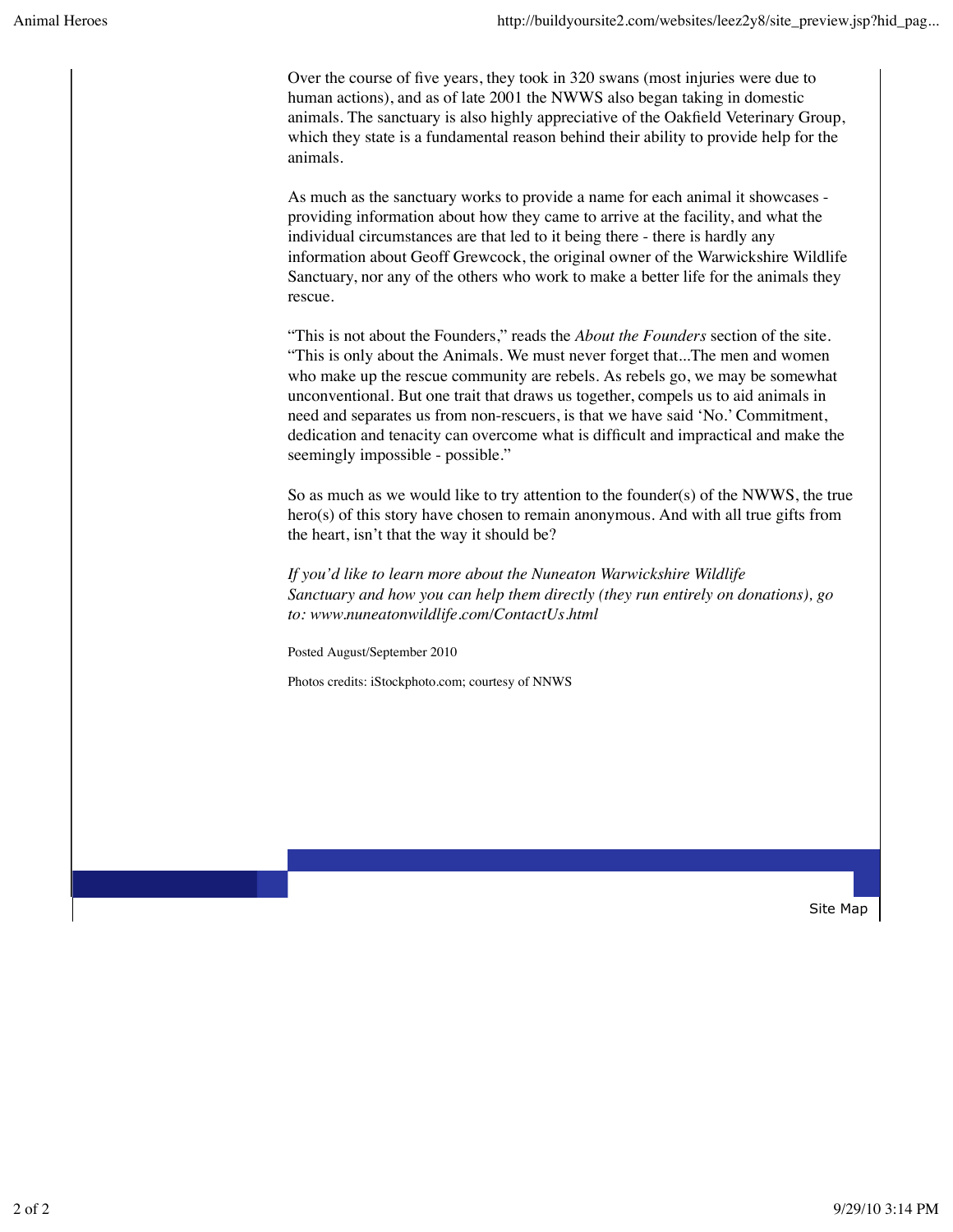Over the course of five years, they took in 320 swans (most injuries were due to human actions), and as of late 2001 the NWWS also began taking in domestic animals. The sanctuary is also highly appreciative of the Oakfield Veterinary Group, which they state is a fundamental reason behind their ability to provide help for the animals.

As much as the sanctuary works to provide a name for each animal it showcases - providing information about how they came to arrive at the facility, and what the individual circumstances are that led to it being there - there is hardly any information about Geoff Grewcock, the original owner of the Warwickshire Wildlife Sanctuary, nor any of the others who work to make a better life for the animals they rescue.

"This is not about the Founders," reads the *About the Founders* section of the site. "This is only about the Animals. We must never forget that...The men and women who make up the rescue community are rebels. As rebels go, we may be somewhat unconventional. But one trait that draws us together, compels us to aid animals in need and separates us from non-rescuers, is that we have said 'No.' Commitment, dedication and tenacity can overcome what is difficult and impractical and make the seemingly impossible - possible."

So as much as we would like to try attention to the founder(s) of the NWWS, the true hero(s) of this story have chosen to remain anonymous. And with all true gifts from the heart, isn't that the way it should be?

*If you'd like to learn more about the Nuneaton Warwickshire Wildlife Sanctuary and how you can help them directly (they run entirely on donations), go to: www.nuneatonwildlife.com/ContactUs.html*

Posted August/September 2010

Photos credits: iStockphoto.com; courtesy of NNWS

Site Map